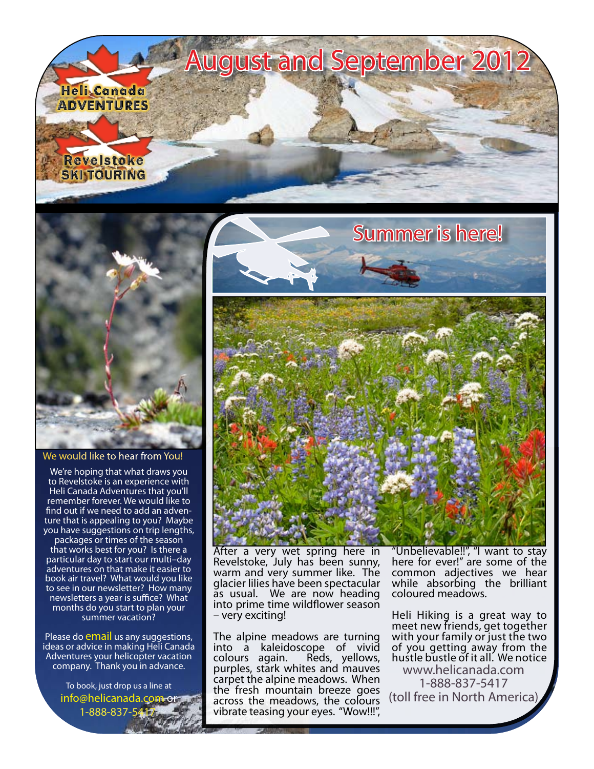Heli Canada ADVENTURES

Revelstoke SKI TOURING

# August and September 2012

## Summer is here!

After a very wet spring here in Revelstoke, July has been sunny, warm and very summer like. The glacier lilies have been spectacular as usual. We are now heading into prime time wildflower season – very exciting!

The alpine meadows are turning into a kaleidoscope of vivid colours again. Reds, yellows, purples, stark whites and mauves carpet the alpine meadows. When the fresh mountain breeze goes across the meadows, the colours vibrate teasing your eyes. "Wow!!!", "Unbelievable!!", "I want to stay here for ever!" are some of the common adjectives we hear while absorbing the brilliant coloured meadows.

Heli Hiking is a great way to meet new friends, get together with your family or just the two of you getting away from the hustle bustle of it all. We notice

www.helicanada.com
1-888-837-5417
(toll free in North America)

### We would like to hear from You!

We're hoping that what draws you to Revelstoke is an experience with Heli Canada Adventures that you'll remember forever. We would like to find out if we need to add an adventure that is appealing to you? Maybe you have suggestions on trip lengths, packages or times of the season that works best for you? Is there a particular day to start our multi–day adventures on that make it easier to book air travel? What would you like to see in our newsletter? How many newsletters a year is suffice? What months do you start to plan your summer vacation?

Please do email us any suggestions, ideas or advice in making Heli Canada Adventures your helicopter vacation company. Thank you in advance.

To book, just drop us a line at info@helicanada.com or 1-888-837-5417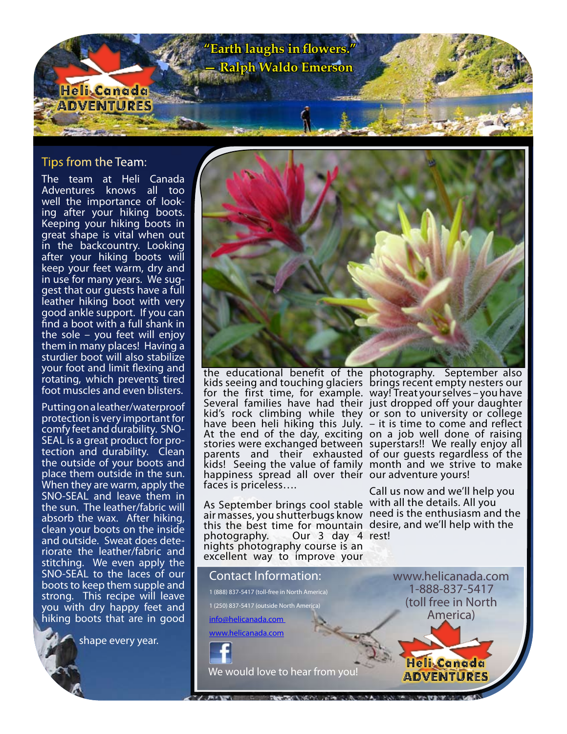*"Earth laughs in flowers."*
*— Ralph Waldo Emerson*

## Tips from the Team:

The team at Heli Canada Adventures knows all too well the importance of looking after your hiking boots. Keeping your hiking boots in great shape is vital when out in the backcountry. Looking after your hiking boots will keep your feet warm, dry and in use for many years. We suggest that our guests have a full leather hiking boot with very good ankle support. If you can find a boot with a full shank in the sole – you feet will enjoy them in many places! Having a sturdier boot will also stabilize your foot and limit flexing and rotating, which prevents tired foot muscles and even blisters.

Putting on a leather/waterproof protection is very important for comfy feet and durability. SNO-SEAL is a great product for protection and durability. Clean the outside of your boots and place them outside in the sun. When they are warm, apply the SNO-SEAL and leave them in the sun. The leather/fabric will absorb the wax. After hiking, clean your boots on the inside and outside. Sweat does deteriorate the leather/fabric and stitching. We even apply the SNO-SEAL to the laces of our boots to keep them supple and strong. This recipe will leave you with dry happy feet and hiking boots that are in good shape every year.

the educational benefit of the kids seeing and touching glaciers for the first time, for example. Several families have had their kid's rock climbing while they have been heli hiking this July. At the end of the day, exciting stories were exchanged between parents and their exhausted kids! Seeing the value of family happiness spread all over their faces is priceless….

As September brings cool stable air masses, you shutterbugs know this the best time for mountain photography. Our 3 day 4 nights photography course is an excellent way to improve your photography. September also brings recent empty nesters our way! Treat your selves – you have just dropped off your daughter or son to university or college – it is time to come and reflect on a job well done of raising superstars!! We really enjoy all of our guests regardless of the month and we strive to make our adventure yours!

Call us now and we'll help you with all the details. All you need is the enthusiasm and the desire, and we'll help with the rest!

## Contact Information:

1 (888) 837-5417 (toll-free in North America)

1 (250) 837-5417 (outside North America)

info@helicanada.com

www.helicanada.com

We would love to hear from you!

www.helicanada.com
1-888-837-5417
(toll free in North America)